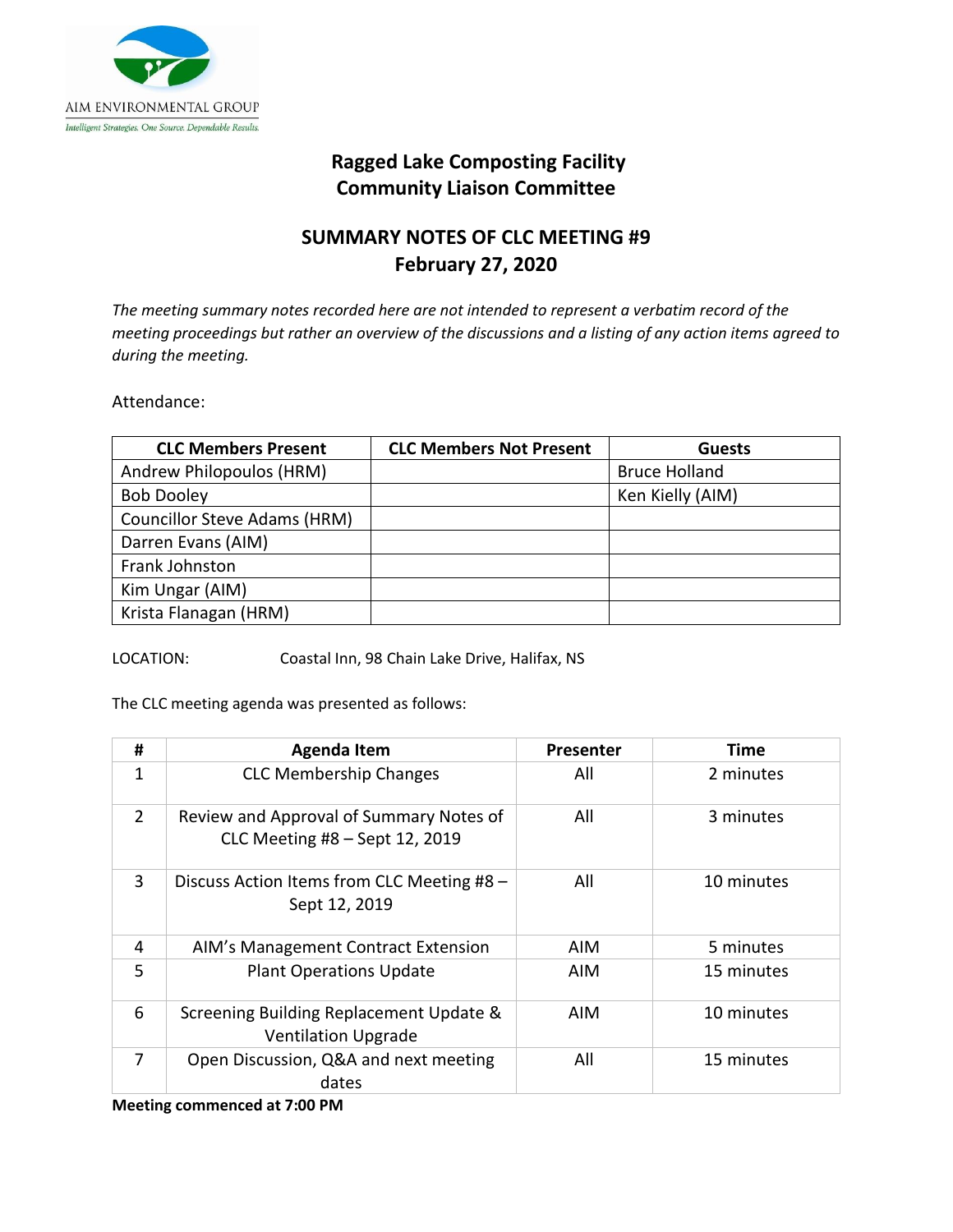AIM ENVIRONMENTAL GROUP

*Intelligent Strategies. One Source. Dependable Results.*

# Ragged Lake Composting Facility
# Community Liaison Committee

## SUMMARY NOTES OF CLC MEETING #9
## February 27, 2020

*The meeting summary notes recorded here are not intended to represent a verbatim record of the meeting proceedings but rather an overview of the discussions and a listing of any action items agreed to during the meeting.*

Attendance:

| CLC Members Present | CLC Members Not Present | Guests |
|---|---|---|
| Andrew Philopoulos (HRM) | | Bruce Holland |
| Bob Dooley | | Ken Kielly (AIM) |
| Councillor Steve Adams (HRM) | | |
| Darren Evans (AIM) | | |
| Frank Johnston | | |
| Kim Ungar (AIM) | | |
| Krista Flanagan (HRM) | | |

LOCATION: Coastal Inn, 98 Chain Lake Drive, Halifax, NS

The CLC meeting agenda was presented as follows:

| # | Agenda Item | Presenter | Time |
|---|---|---|---|
| 1 | CLC Membership Changes | All | 2 minutes |
| 2 | Review and Approval of Summary Notes of CLC Meeting #8 – Sept 12, 2019 | All | 3 minutes |
| 3 | Discuss Action Items from CLC Meeting #8 – Sept 12, 2019 | All | 10 minutes |
| 4 | AIM's Management Contract Extension | AIM | 5 minutes |
| 5 | Plant Operations Update | AIM | 15 minutes |
| 6 | Screening Building Replacement Update & Ventilation Upgrade | AIM | 10 minutes |
| 7 | Open Discussion, Q&A and next meeting dates | All | 15 minutes |

**Meeting commenced at 7:00 PM**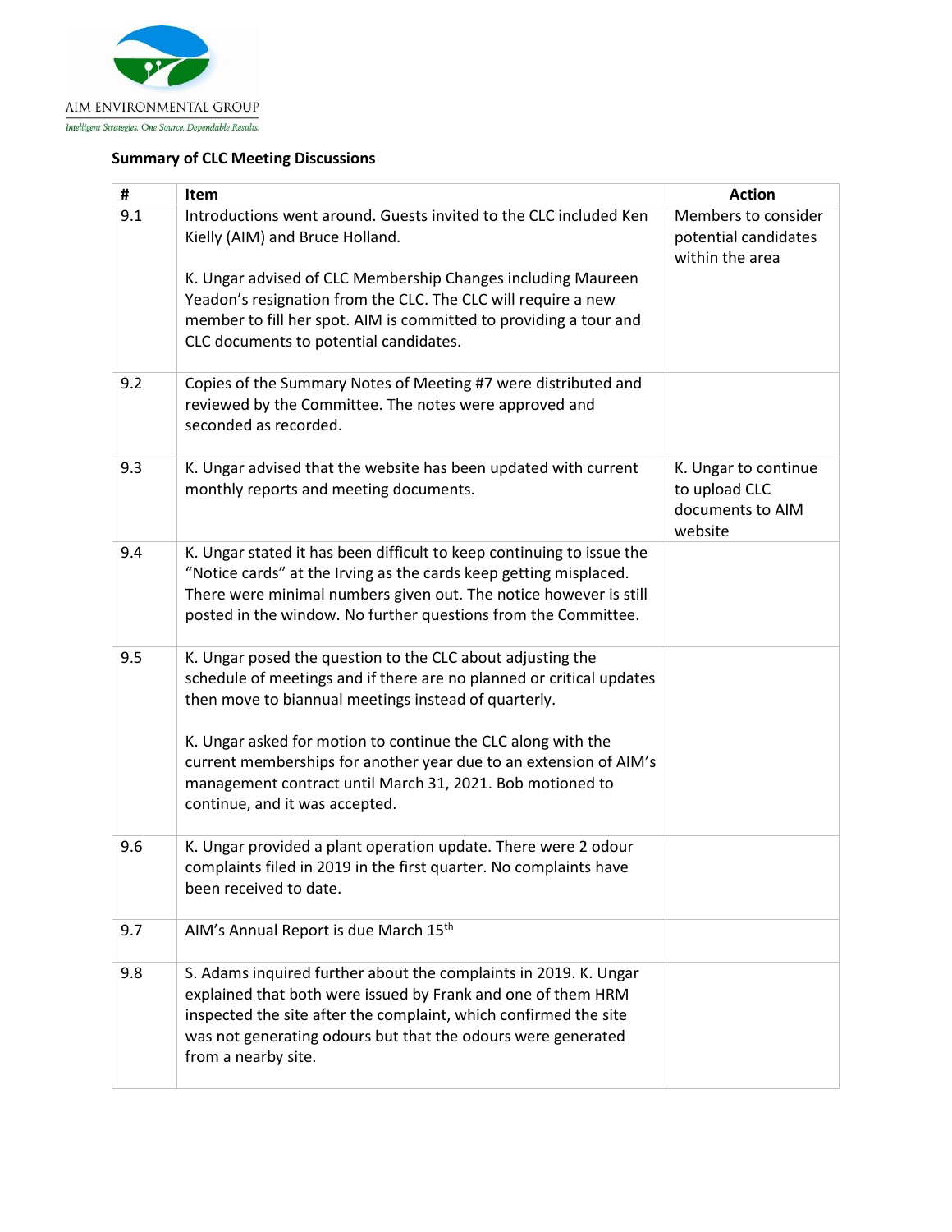AIM ENVIRONMENTAL GROUP

*Intelligent Strategies. One Source. Dependable Results.*

**Summary of CLC Meeting Discussions**

| # | Item | Action |
|---|---|---|
| 9.1 | Introductions went around. Guests invited to the CLC included Ken Kielly (AIM) and Bruce Holland.<br><br>K. Ungar advised of CLC Membership Changes including Maureen Yeadon's resignation from the CLC. The CLC will require a new member to fill her spot. AIM is committed to providing a tour and CLC documents to potential candidates. | Members to consider potential candidates within the area |
| 9.2 | Copies of the Summary Notes of Meeting #7 were distributed and reviewed by the Committee. The notes were approved and seconded as recorded. | |
| 9.3 | K. Ungar advised that the website has been updated with current monthly reports and meeting documents. | K. Ungar to continue to upload CLC documents to AIM website |
| 9.4 | K. Ungar stated it has been difficult to keep continuing to issue the "Notice cards" at the Irving as the cards keep getting misplaced. There were minimal numbers given out. The notice however is still posted in the window. No further questions from the Committee. | |
| 9.5 | K. Ungar posed the question to the CLC about adjusting the schedule of meetings and if there are no planned or critical updates then move to biannual meetings instead of quarterly.<br><br>K. Ungar asked for motion to continue the CLC along with the current memberships for another year due to an extension of AIM's management contract until March 31, 2021. Bob motioned to continue, and it was accepted. | |
| 9.6 | K. Ungar provided a plant operation update. There were 2 odour complaints filed in 2019 in the first quarter. No complaints have been received to date. | |
| 9.7 | AIM's Annual Report is due March 15th | |
| 9.8 | S. Adams inquired further about the complaints in 2019. K. Ungar explained that both were issued by Frank and one of them HRM inspected the site after the complaint, which confirmed the site was not generating odours but that the odours were generated from a nearby site. | |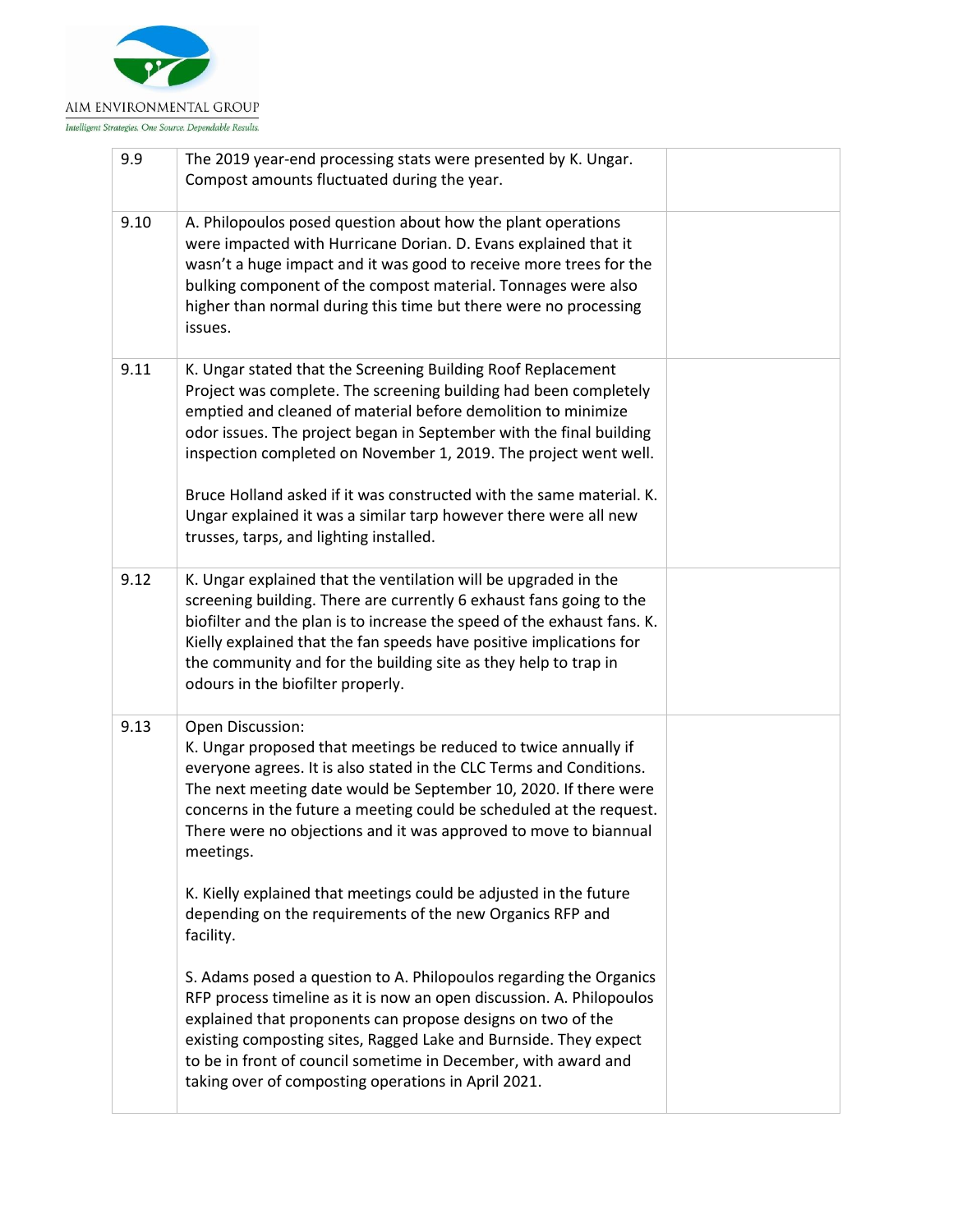| | | |
|---|---|---|
| 9.9 | The 2019 year-end processing stats were presented by K. Ungar. Compost amounts fluctuated during the year. | |
| 9.10 | A. Philopoulos posed question about how the plant operations were impacted with Hurricane Dorian. D. Evans explained that it wasn't a huge impact and it was good to receive more trees for the bulking component of the compost material. Tonnages were also higher than normal during this time but there were no processing issues. | |
| 9.11 | K. Ungar stated that the Screening Building Roof Replacement Project was complete. The screening building had been completely emptied and cleaned of material before demolition to minimize odor issues. The project began in September with the final building inspection completed on November 1, 2019. The project went well.<br><br>Bruce Holland asked if it was constructed with the same material. K. Ungar explained it was a similar tarp however there were all new trusses, tarps, and lighting installed. | |
| 9.12 | K. Ungar explained that the ventilation will be upgraded in the screening building. There are currently 6 exhaust fans going to the biofilter and the plan is to increase the speed of the exhaust fans. K. Kielly explained that the fan speeds have positive implications for the community and for the building site as they help to trap in odours in the biofilter properly. | |
| 9.13 | Open Discussion:<br>K. Ungar proposed that meetings be reduced to twice annually if everyone agrees. It is also stated in the CLC Terms and Conditions. The next meeting date would be September 10, 2020. If there were concerns in the future a meeting could be scheduled at the request. There were no objections and it was approved to move to biannual meetings.<br><br>K. Kielly explained that meetings could be adjusted in the future depending on the requirements of the new Organics RFP and facility.<br><br>S. Adams posed a question to A. Philopoulos regarding the Organics RFP process timeline as it is now an open discussion. A. Philopoulos explained that proponents can propose designs on two of the existing composting sites, Ragged Lake and Burnside. They expect to be in front of council sometime in December, with award and taking over of composting operations in April 2021. | |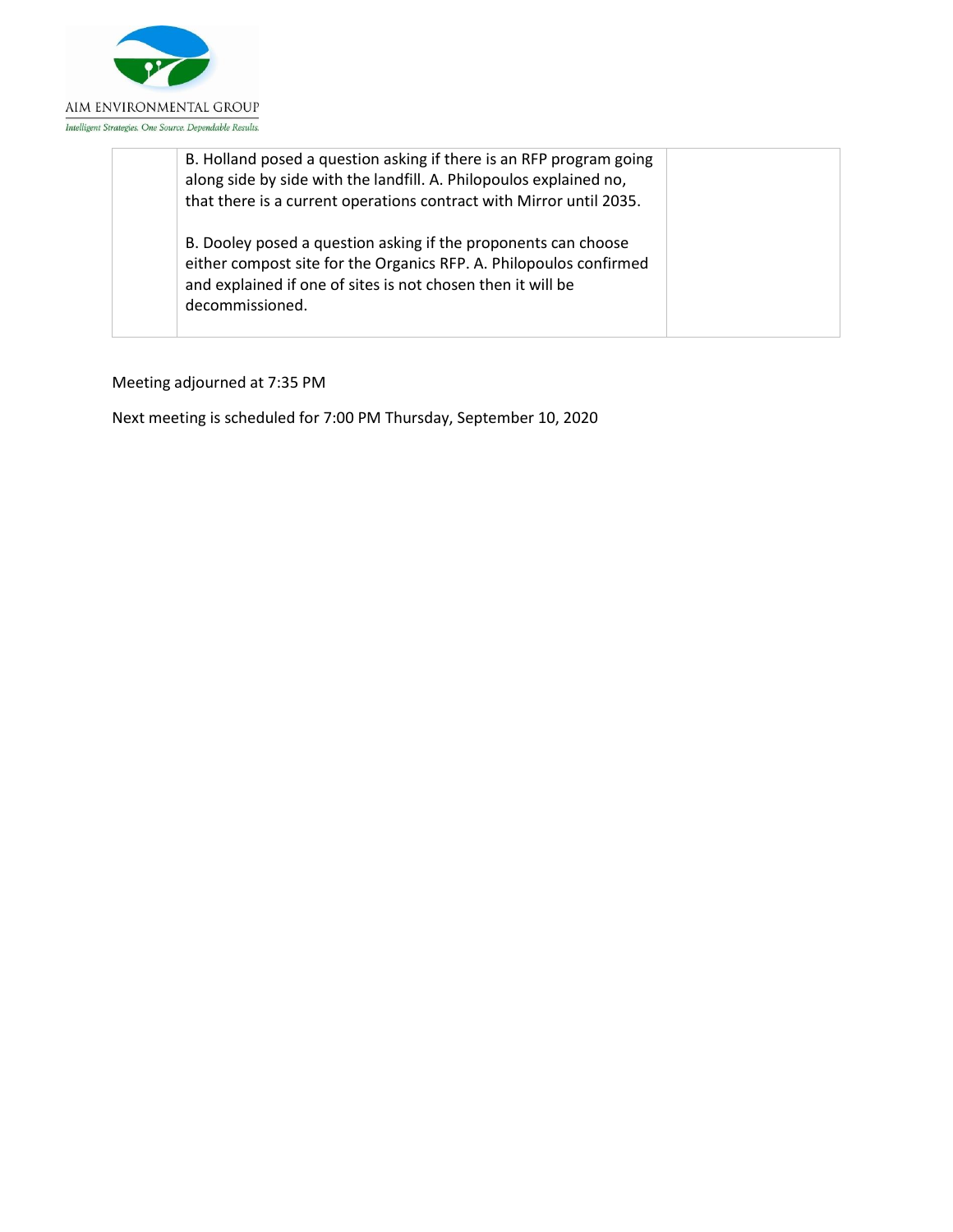| | | |
|---|---|---|
| | B. Holland posed a question asking if there is an RFP program going along side by side with the landfill. A. Philopoulos explained no, that there is a current operations contract with Mirror until 2035.<br><br>B. Dooley posed a question asking if the proponents can choose either compost site for the Organics RFP. A. Philopoulos confirmed and explained if one of sites is not chosen then it will be decommissioned. | |

Meeting adjourned at 7:35 PM

Next meeting is scheduled for 7:00 PM Thursday, September 10, 2020